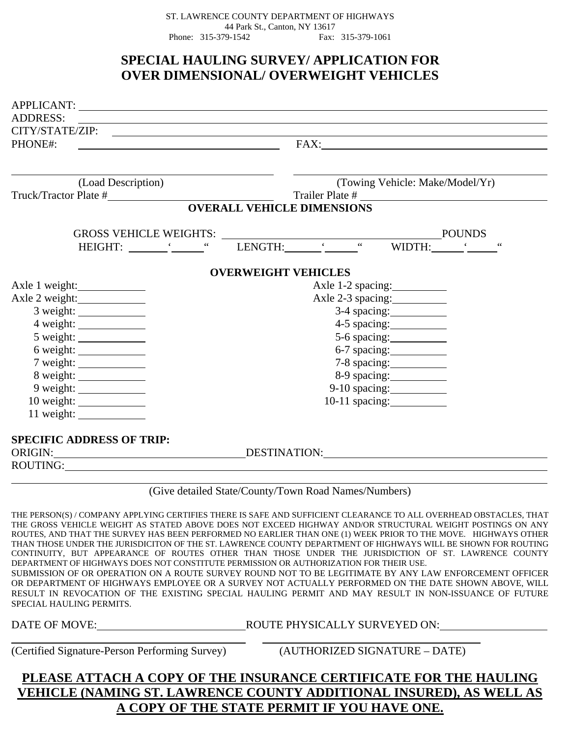ST. LAWRENCE COUNTY DEPARTMENT OF HIGHWAYS
44 Park St., Canton, NY 13617
Phone: 315-379-1542 Fax: 315-379-1061

# SPECIAL HAULING SURVEY/ APPLICATION FOR OVER DIMENSIONAL/ OVERWEIGHT VEHICLES

APPLICANT: ______________________________

ADDRESS: ______________________________

CITY/STATE/ZIP: ______________________________

PHONE#: ____________________ FAX: ____________________

____________________ (Load Description) ____________________ (Towing Vehicle: Make/Model/Yr)

Truck/Tractor Plate # ____________________ Trailer Plate # ____________________

## OVERALL VEHICLE DIMENSIONS

GROSS VEHICLE WEIGHTS: ____________________ POUNDS

HEIGHT: _____ ' _____ " LENGTH: _____ ' _____ " WIDTH: _____ ' _____ "

## OVERWEIGHT VEHICLES

| | |
|---|---|
| Axle 1 weight: ________ | Axle 1-2 spacing: ________ |
| Axle 2 weight: ________ | Axle 2-3 spacing: ________ |
| 3 weight: ________ | 3-4 spacing: ________ |
| 4 weight: ________ | 4-5 spacing: ________ |
| 5 weight: ________ | 5-6 spacing: ________ |
| 6 weight: ________ | 6-7 spacing: ________ |
| 7 weight: ________ | 7-8 spacing: ________ |
| 8 weight: ________ | 8-9 spacing: ________ |
| 9 weight: ________ | 9-10 spacing: ________ |
| 10 weight: ________ | 10-11 spacing: ________ |
| 11 weight: ________ | |

**SPECIFIC ADDRESS OF TRIP:**

ORIGIN: ____________________ DESTINATION: ____________________

ROUTING: ______________________________

______________________________

(Give detailed State/County/Town Road Names/Numbers)

THE PERSON(S) / COMPANY APPLYING CERTIFIES THERE IS SAFE AND SUFFICIENT CLEARANCE TO ALL OVERHEAD OBSTACLES, THAT THE GROSS VEHICLE WEIGHT AS STATED ABOVE DOES NOT EXCEED HIGHWAY AND/OR STRUCTURAL WEIGHT POSTINGS ON ANY ROUTES, AND THAT THE SURVEY HAS BEEN PERFORMED NO EARLIER THAN ONE (1) WEEK PRIOR TO THE MOVE. HIGHWAYS OTHER THAN THOSE UNDER THE JURISDICITON OF THE ST. LAWRENCE COUNTY DEPARTMENT OF HIGHWAYS WILL BE SHOWN FOR ROUTING CONTINUITY, BUT APPEARANCE OF ROUTES OTHER THAN THOSE UNDER THE JURISDICTION OF ST. LAWRENCE COUNTY DEPARTMENT OF HIGHWAYS DOES NOT CONSTITUTE PERMISSION OR AUTHORIZATION FOR THEIR USE.
SUBMISSION OF OR OPERATION ON A ROUTE SURVEY ROUND NOT TO BE LEGITIMATE BY ANY LAW ENFORCEMENT OFFICER OR DEPARTMENT OF HIGHWAYS EMPLOYEE OR A SURVEY NOT ACTUALLY PERFORMED ON THE DATE SHOWN ABOVE, WILL RESULT IN REVOCATION OF THE EXISTING SPECIAL HAULING PERMIT AND MAY RESULT IN NON-ISSUANCE OF FUTURE SPECIAL HAULING PERMITS.

DATE OF MOVE: ____________________ ROUTE PHYSICALLY SURVEYED ON: ____________________

____________________ (Certified Signature-Person Performing Survey) ____________________ (AUTHORIZED SIGNATURE – DATE)

**<u>PLEASE ATTACH A COPY OF THE INSURANCE CERTIFICATE FOR THE HAULING VEHICLE (NAMING ST. LAWRENCE COUNTY ADDITIONAL INSURED), AS WELL AS A COPY OF THE STATE PERMIT IF YOU HAVE ONE.</u>**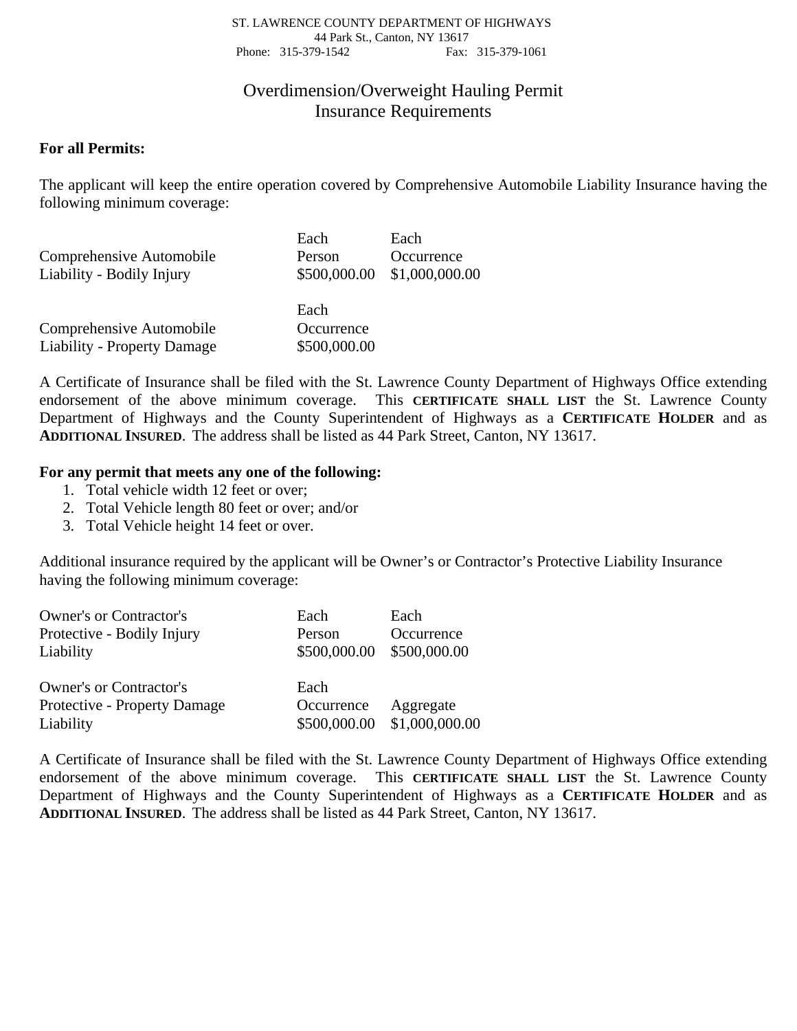ST. LAWRENCE COUNTY DEPARTMENT OF HIGHWAYS
44 Park St., Canton, NY 13617
Phone: 315-379-1542 Fax: 315-379-1061

# Overdimension/Overweight Hauling Permit Insurance Requirements

**For all Permits:**

The applicant will keep the entire operation covered by Comprehensive Automobile Liability Insurance having the following minimum coverage:

| | Each Person | Each Occurrence |
|---|---|---|
| Comprehensive Automobile Liability - Bodily Injury | $500,000.00 | $1,000,000.00 |

| | Each Occurrence |
|---|---|
| Comprehensive Automobile Liability - Property Damage | $500,000.00 |

A Certificate of Insurance shall be filed with the St. Lawrence County Department of Highways Office extending endorsement of the above minimum coverage. This **CERTIFICATE SHALL LIST** the St. Lawrence County Department of Highways and the County Superintendent of Highways as a **CERTIFICATE HOLDER** and as **ADDITIONAL INSURED**. The address shall be listed as 44 Park Street, Canton, NY 13617.

**For any permit that meets any one of the following:**

1. Total vehicle width 12 feet or over;
2. Total Vehicle length 80 feet or over; and/or
3. Total Vehicle height 14 feet or over.

Additional insurance required by the applicant will be Owner's or Contractor's Protective Liability Insurance having the following minimum coverage:

| | Each Person | Each Occurrence |
|---|---|---|
| Owner's or Contractor's Protective - Bodily Injury Liability | $500,000.00 | $500,000.00 |

| | Each Occurrence | Aggregate |
|---|---|---|
| Owner's or Contractor's Protective - Property Damage Liability | $500,000.00 | $1,000,000.00 |

A Certificate of Insurance shall be filed with the St. Lawrence County Department of Highways Office extending endorsement of the above minimum coverage. This **CERTIFICATE SHALL LIST** the St. Lawrence County Department of Highways and the County Superintendent of Highways as a **CERTIFICATE HOLDER** and as **ADDITIONAL INSURED**. The address shall be listed as 44 Park Street, Canton, NY 13617.